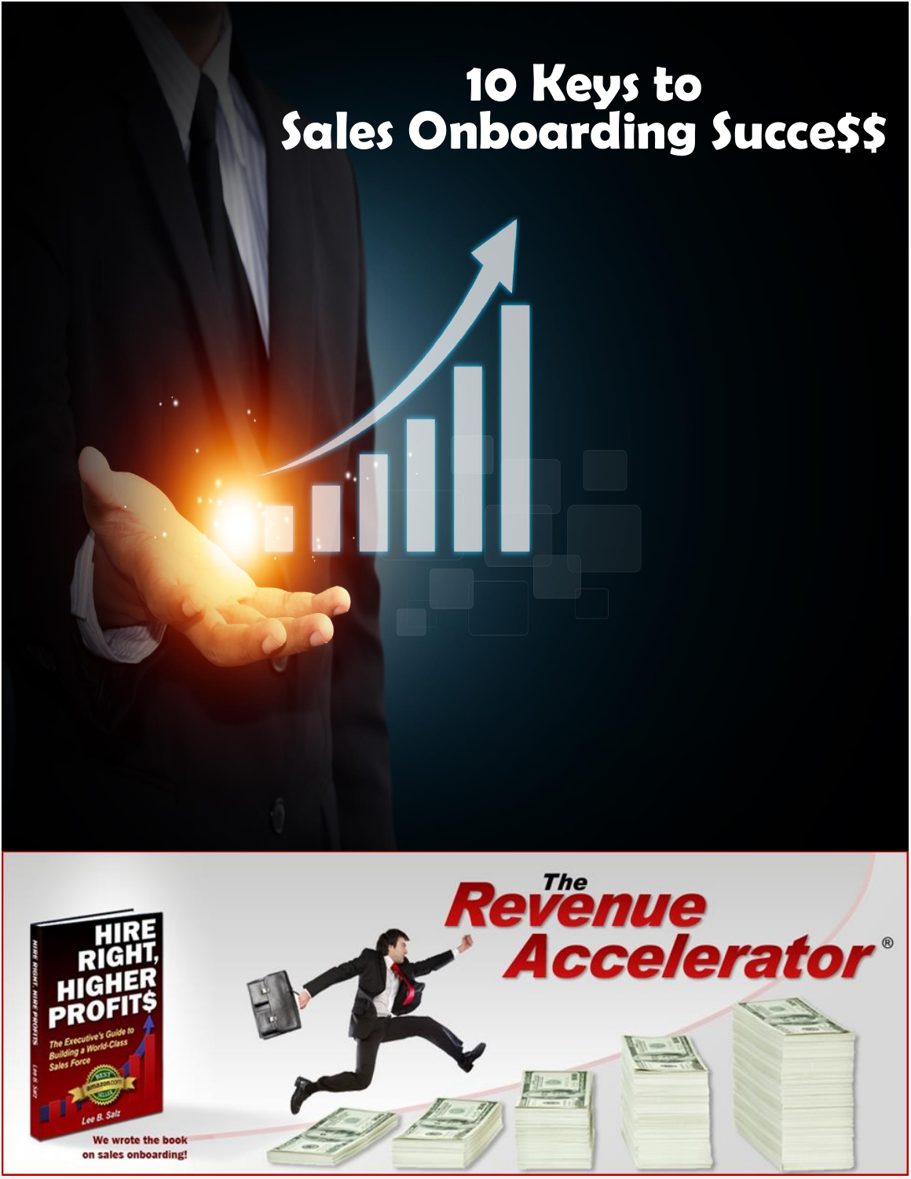# 10 Keys to Sales Onboarding Succe$$

HIRE RIGHT, HIGHER PROFIT$

The Executive's Guide to Building a World-Class Sales Force

Lee B. Salz

We wrote the book on sales onboarding!

The Revenue Accelerator®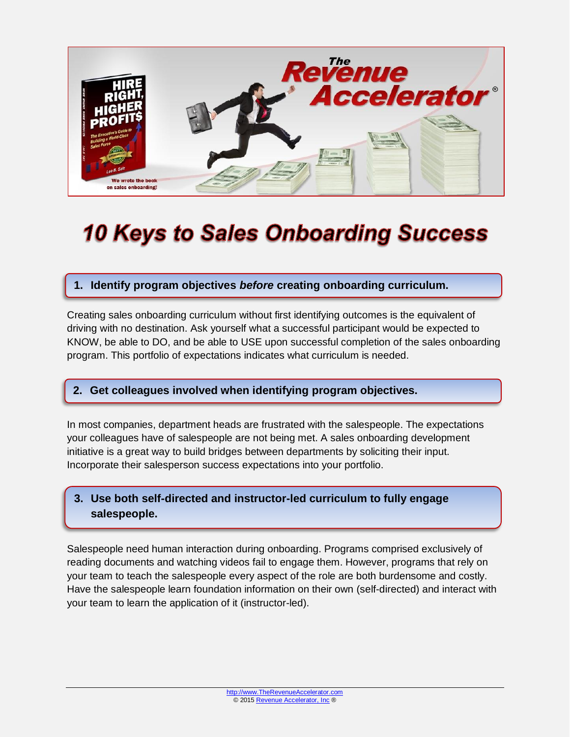# 10 Keys to Sales Onboarding Success

### 1. Identify program objectives *before* creating onboarding curriculum.

Creating sales onboarding curriculum without first identifying outcomes is the equivalent of driving with no destination. Ask yourself what a successful participant would be expected to KNOW, be able to DO, and be able to USE upon successful completion of the sales onboarding program. This portfolio of expectations indicates what curriculum is needed.

### 2. Get colleagues involved when identifying program objectives.

In most companies, department heads are frustrated with the salespeople. The expectations your colleagues have of salespeople are not being met. A sales onboarding development initiative is a great way to build bridges between departments by soliciting their input. Incorporate their salesperson success expectations into your portfolio.

### 3. Use both self-directed and instructor-led curriculum to fully engage salespeople.

Salespeople need human interaction during onboarding. Programs comprised exclusively of reading documents and watching videos fail to engage them. However, programs that rely on your team to teach the salespeople every aspect of the role are both burdensome and costly. Have the salespeople learn foundation information on their own (self-directed) and interact with your team to learn the application of it (instructor-led).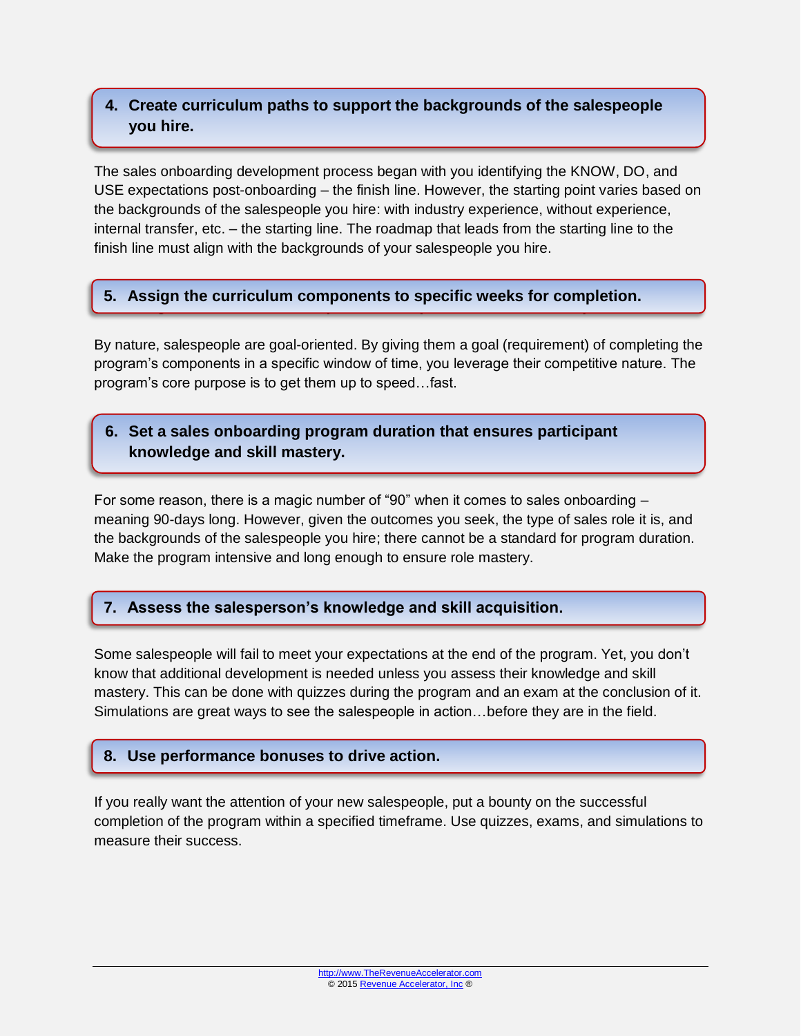## 4. Create curriculum paths to support the backgrounds of the salespeople you hire.

The sales onboarding development process began with you identifying the KNOW, DO, and USE expectations post-onboarding – the finish line. However, the starting point varies based on the backgrounds of the salespeople you hire: with industry experience, without experience, internal transfer, etc. – the starting line. The roadmap that leads from the starting line to the finish line must align with the backgrounds of your salespeople you hire.

## 5. Assign the curriculum components to specific weeks for completion.

By nature, salespeople are goal-oriented. By giving them a goal (requirement) of completing the program's components in a specific window of time, you leverage their competitive nature. The program's core purpose is to get them up to speed…fast.

## 6. Set a sales onboarding program duration that ensures participant knowledge and skill mastery.

For some reason, there is a magic number of "90" when it comes to sales onboarding – meaning 90-days long. However, given the outcomes you seek, the type of sales role it is, and the backgrounds of the salespeople you hire; there cannot be a standard for program duration. Make the program intensive and long enough to ensure role mastery.

## 7. Assess the salesperson's knowledge and skill acquisition.

Some salespeople will fail to meet your expectations at the end of the program. Yet, you don't know that additional development is needed unless you assess their knowledge and skill mastery. This can be done with quizzes during the program and an exam at the conclusion of it. Simulations are great ways to see the salespeople in action…before they are in the field.

## 8. Use performance bonuses to drive action.

If you really want the attention of your new salespeople, put a bounty on the successful completion of the program within a specified timeframe. Use quizzes, exams, and simulations to measure their success.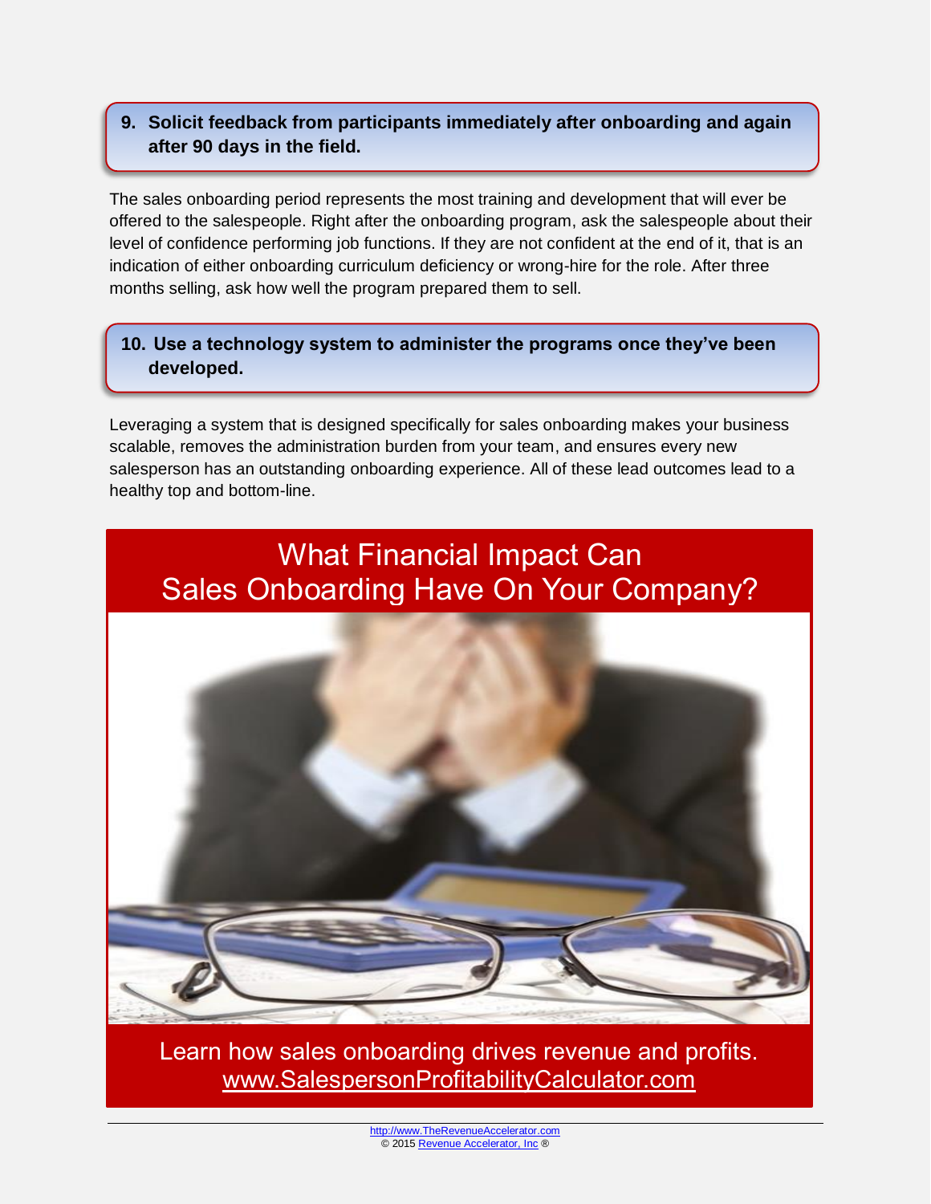### 9. Solicit feedback from participants immediately after onboarding and again after 90 days in the field.

The sales onboarding period represents the most training and development that will ever be offered to the salespeople. Right after the onboarding program, ask the salespeople about their level of confidence performing job functions. If they are not confident at the end of it, that is an indication of either onboarding curriculum deficiency or wrong-hire for the role. After three months selling, ask how well the program prepared them to sell.

### 10. Use a technology system to administer the programs once they've been developed.

Leveraging a system that is designed specifically for sales onboarding makes your business scalable, removes the administration burden from your team, and ensures every new salesperson has an outstanding onboarding experience. All of these lead outcomes lead to a healthy top and bottom-line.

## What Financial Impact Can Sales Onboarding Have On Your Company?

Learn how sales onboarding drives revenue and profits.
www.SalespersonProfitabilityCalculator.com

http://www.TheRevenueAccelerator.com
© 2015 Revenue Accelerator, Inc ®